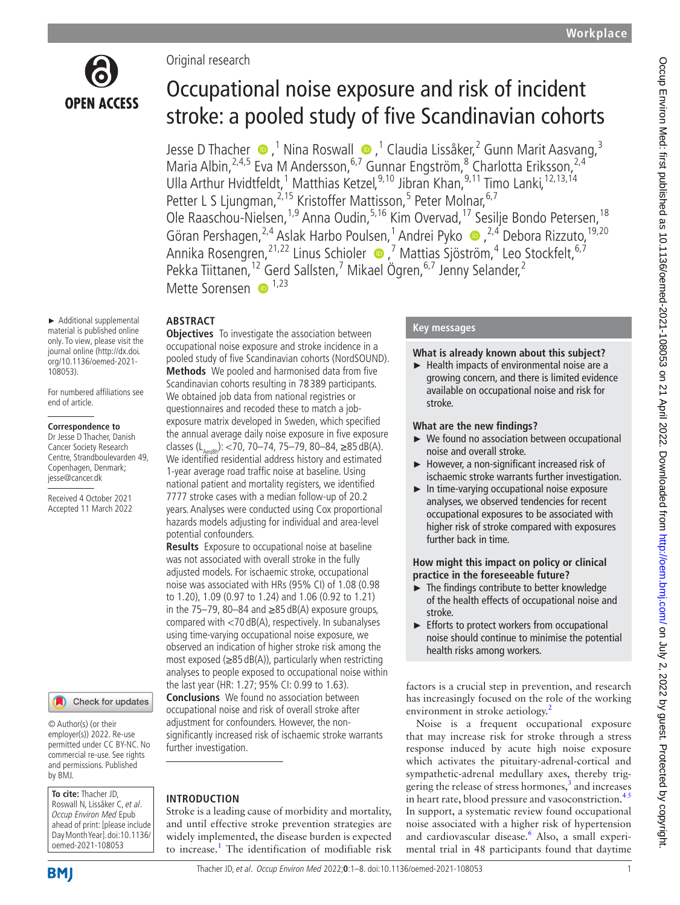Original research

# Occupational noise exposure and risk of incident stroke: a pooled study of five Scandinavian cohorts

Jesse D Thacher,[1] Nina Roswall,[1] Claudia Lissåker,[2] Gunn Marit Aasvang,[3] Maria Albin,[2,4,5] Eva M Andersson,[6,7] Gunnar Engström,[8] Charlotta Eriksson,[2,4] Ulla Arthur Hvidtfeldt,[1] Matthias Ketzel,[9,10] Jibran Khan,[9,11] Timo Lanki,[12,13,14] Petter L S Ljungman,[2,15] Kristoffer Mattisson,[5] Peter Molnar,[6,7] Ole Raaschou-Nielsen,[1,9] Anna Oudin,[5,16] Kim Overvad,[17] Sesilje Bondo Petersen,[18] Göran Pershagen,[2,4] Aslak Harbo Poulsen,[1] Andrei Pyko,[2,4] Debora Rizzuto,[19,20] Annika Rosengren,[21,22] Linus Schioler,[7] Mattias Sjöström,[4] Leo Stockfelt,[6,7] Pekka Tiittanen,[12] Gerd Sallsten,[7] Mikael Ögren,[6,7] Jenny Selander,[2] Mette Sorensen[1,23]

► Additional supplemental material is published online only. To view, please visit the journal online (http://dx.doi.org/10.1136/oemed-2021-108053).

For numbered affiliations see end of article.

**Correspondence to**
Dr Jesse D Thacher, Danish Cancer Society Research Centre, Strandboulevarden 49, Copenhagen, Denmark; jesse@cancer.dk

Received 4 October 2021
Accepted 11 March 2022

## ABSTRACT

**Objectives** To investigate the association between occupational noise exposure and stroke incidence in a pooled study of five Scandinavian cohorts (NordSOUND).

**Methods** We pooled and harmonised data from five Scandinavian cohorts resulting in 78 389 participants. We obtained job data from national registries or questionnaires and recoded these to match a job-exposure matrix developed in Sweden, which specified the annual average daily noise exposure in five exposure classes ($L_{Aeq8h}$): <70, 70–74, 75–79, 80–84, ≥85 dB(A). We identified residential address history and estimated 1-year average road traffic noise at baseline. Using national patient and mortality registers, we identified 7777 stroke cases with a median follow-up of 20.2 years. Analyses were conducted using Cox proportional hazards models adjusting for individual and area-level potential confounders.

**Results** Exposure to occupational noise at baseline was not associated with overall stroke in the fully adjusted models. For ischaemic stroke, occupational noise was associated with HRs (95% CI) of 1.08 (0.98 to 1.20), 1.09 (0.97 to 1.24) and 1.06 (0.92 to 1.21) in the 75–79, 80–84 and ≥85 dB(A) exposure groups, compared with <70 dB(A), respectively. In subanalyses using time-varying occupational noise exposure, we observed an indication of higher stroke risk among the most exposed (≥85 dB(A)), particularly when restricting analyses to people exposed to occupational noise within the last year (HR: 1.27; 95% CI: 0.99 to 1.63).

**Conclusions** We found no association between occupational noise and risk of overall stroke after adjustment for confounders. However, the non-significantly increased risk of ischaemic stroke warrants further investigation.

## Key messages

**What is already known about this subject?**

► Health impacts of environmental noise are a growing concern, and there is limited evidence available on occupational noise and risk for stroke.

**What are the new findings?**

► We found no association between occupational noise and overall stroke.
► However, a non-significant increased risk of ischaemic stroke warrants further investigation.
► In time-varying occupational noise exposure analyses, we observed tendencies for recent occupational exposures to be associated with higher risk of stroke compared with exposures further back in time.

**How might this impact on policy or clinical practice in the foreseeable future?**

► The findings contribute to better knowledge of the health effects of occupational noise and stroke.
► Efforts to protect workers from occupational noise should continue to minimise the potential health risks among workers.

© Author(s) (or their employer(s)) 2022. Re-use permitted under CC BY-NC. No commercial re-use. See rights and permissions. Published by BMJ.

**To cite:** Thacher JD, Roswall N, Lissåker C, et al. *Occup Environ Med* Epub ahead of print: [please include Day Month Year]. doi:10.1136/oemed-2021-108053

## INTRODUCTION

Stroke is a leading cause of morbidity and mortality, and until effective stroke prevention strategies are widely implemented, the disease burden is expected to increase.[1] The identification of modifiable risk factors is a crucial step in prevention, and research has increasingly focused on the role of the working environment in stroke aetiology.[2]

Noise is a frequent occupational exposure that may increase risk for stroke through a stress response induced by acute high noise exposure which activates the pituitary-adrenal-cortical and sympathetic-adrenal medullary axes, thereby triggering the release of stress hormones,[3] and increases in heart rate, blood pressure and vasoconstriction.[4,5] In support, a systematic review found occupational noise associated with a higher risk of hypertension and cardiovascular disease.[6] Also, a small experimental trial in 48 participants found that daytime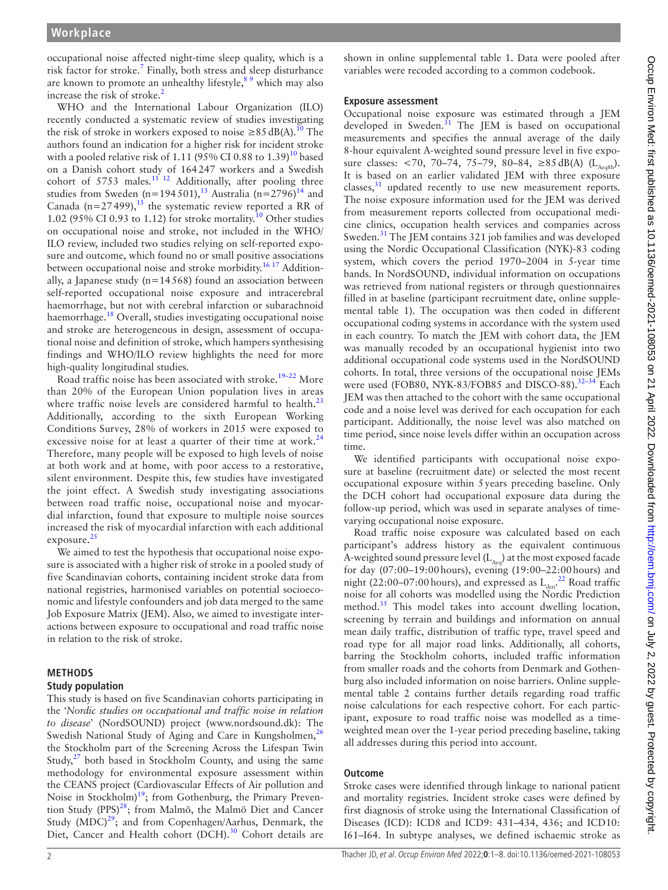occupational noise affected night-time sleep quality, which is a risk factor for stroke.[7] Finally, both stress and sleep disturbance are known to promote an unhealthy lifestyle,[8 9] which may also increase the risk of stroke.[2]

WHO and the International Labour Organization (ILO) recently conducted a systematic review of studies investigating the risk of stroke in workers exposed to noise ≥85 dB(A).[10] The authors found an indication for a higher risk for incident stroke with a pooled relative risk of 1.11 (95% CI 0.88 to 1.39)[10] based on a Danish cohort study of 164 247 workers and a Swedish cohort of 5753 males.[11 12] Additionally, after pooling three studies from Sweden (n=194 501),[13] Australia (n=2796)[14] and Canada (n=27 499),[15] the systematic review reported a RR of 1.02 (95% CI 0.93 to 1.12) for stroke mortality.[10] Other studies on occupational noise and stroke, not included in the WHO/ILO review, included two studies relying on self-reported exposure and outcome, which found no or small positive associations between occupational noise and stroke morbidity.[16 17] Additionally, a Japanese study (n=14 568) found an association between self-reported occupational noise exposure and intracerebral haemorrhage, but not with cerebral infarction or subarachnoid haemorrhage.[18] Overall, studies investigating occupational noise and stroke are heterogeneous in design, assessment of occupational noise and definition of stroke, which hampers synthesising findings and WHO/ILO review highlights the need for more high-quality longitudinal studies.

Road traffic noise has been associated with stroke.[19–22] More than 20% of the European Union population lives in areas where traffic noise levels are considered harmful to health.[23] Additionally, according to the sixth European Working Conditions Survey, 28% of workers in 2015 were exposed to excessive noise for at least a quarter of their time at work.[24] Therefore, many people will be exposed to high levels of noise at both work and at home, with poor access to a restorative, silent environment. Despite this, few studies have investigated the joint effect. A Swedish study investigating associations between road traffic noise, occupational noise and myocardial infarction, found that exposure to multiple noise sources increased the risk of myocardial infarction with each additional exposure.[25]

We aimed to test the hypothesis that occupational noise exposure is associated with a higher risk of stroke in a pooled study of five Scandinavian cohorts, containing incident stroke data from national registries, harmonised variables on potential socioeconomic and lifestyle confounders and job data merged to the same Job Exposure Matrix (JEM). Also, we aimed to investigate interactions between exposure to occupational and road traffic noise in relation to the risk of stroke.

## METHODS

### Study population

This study is based on five Scandinavian cohorts participating in the '*Nordic studies on occupational and traffic noise in relation to disease*' (NordSOUND) project (www.nordsound.dk): The Swedish National Study of Aging and Care in Kungsholmen,[26] the Stockholm part of the Screening Across the Lifespan Twin Study,[27] both based in Stockholm County, and using the same methodology for environmental exposure assessment within the CEANS project (Cardiovascular Effects of Air pollution and Noise in Stockholm)[19]; from Gothenburg, the Primary Prevention Study (PPS)[28]; from Malmö, the Malmö Diet and Cancer Study (MDC)[29]; and from Copenhagen/Aarhus, Denmark, the Diet, Cancer and Health cohort (DCH).[30] Cohort details are shown in online supplemental table 1. Data were pooled after variables were recoded according to a common codebook.

### Exposure assessment

Occupational noise exposure was estimated through a JEM developed in Sweden.[31] The JEM is based on occupational measurements and specifies the annual average of the daily 8-hour equivalent A-weighted sound pressure level in five exposure classes: <70, 70–74, 75–79, 80–84, ≥85 dB(A) ($L_{Aeq8h}$). It is based on an earlier validated JEM with three exposure classes,[31] updated recently to use new measurement reports. The noise exposure information used for the JEM was derived from measurement reports collected from occupational medicine clinics, occupation health services and companies across Sweden.[31] The JEM contains 321 job families and was developed using the Nordic Occupational Classification (NYK)-83 coding system, which covers the period 1970–2004 in 5-year time bands. In NordSOUND, individual information on occupations was retrieved from national registers or through questionnaires filled in at baseline (participant recruitment date, online supplemental table 1). The occupation was then coded in different occupational coding systems in accordance with the system used in each country. To match the JEM with cohort data, the JEM was manually recoded by an occupational hygienist into two additional occupational code systems used in the NordSOUND cohorts. In total, three versions of the occupational noise JEMs were used (FOB80, NYK-83/FOB85 and DISCO-88).[32–34] Each JEM was then attached to the cohort with the same occupational code and a noise level was derived for each occupation for each participant. Additionally, the noise level was also matched on time period, since noise levels differ within an occupation across time.

We identified participants with occupational noise exposure at baseline (recruitment date) or selected the most recent occupational exposure within 5 years preceding baseline. Only the DCH cohort had occupational exposure data during the follow-up period, which was used in separate analyses of time-varying occupational noise exposure.

Road traffic noise exposure was calculated based on each participant's address history as the equivalent continuous A-weighted sound pressure level ($L_{Aeq}$) at the most exposed facade for day (07:00–19:00 hours), evening (19:00–22:00 hours) and night (22:00–07:00 hours), and expressed as $L_{den}$.[22] Road traffic noise for all cohorts was modelled using the Nordic Prediction method.[35] This model takes into account dwelling location, screening by terrain and buildings and information on annual mean daily traffic, distribution of traffic type, travel speed and road type for all major road links. Additionally, all cohorts, barring the Stockholm cohorts, included traffic information from smaller roads and the cohorts from Denmark and Gothenburg also included information on noise barriers. Online supplemental table 2 contains further details regarding road traffic noise calculations for each respective cohort. For each participant, exposure to road traffic noise was modelled as a time-weighted mean over the 1-year period preceding baseline, taking all addresses during this period into account.

### Outcome

Stroke cases were identified through linkage to national patient and mortality registries. Incident stroke cases were defined by first diagnosis of stroke using the International Classification of Diseases (ICD): ICD8 and ICD9: 431–434, 436; and ICD10: I61–I64. In subtype analyses, we defined ischaemic stroke as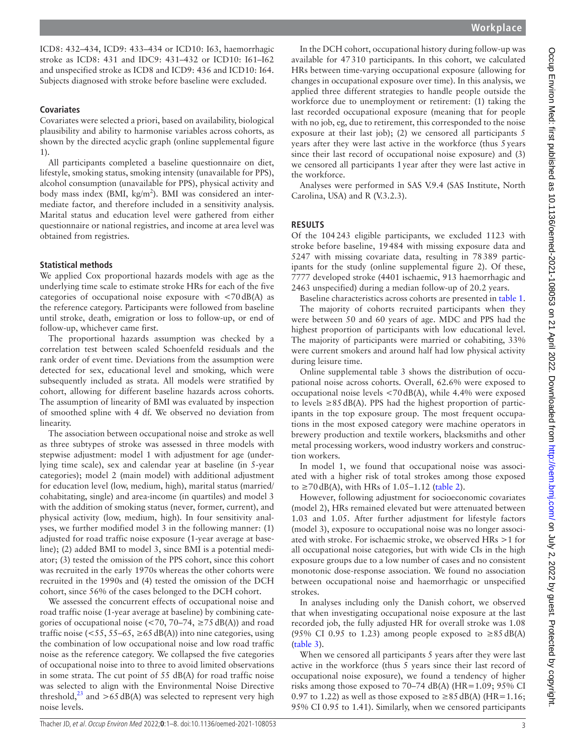ICD8: 432–434, ICD9: 433–434 or ICD10: I63, haemorrhagic stroke as ICD8: 431 and IDC9: 431–432 or ICD10: I61–I62 and unspecified stroke as ICD8 and ICD9: 436 and ICD10: I64. Subjects diagnosed with stroke before baseline were excluded.

### Covariates

Covariates were selected a priori, based on availability, biological plausibility and ability to harmonise variables across cohorts, as shown by the directed acyclic graph (online supplemental figure 1).

All participants completed a baseline questionnaire on diet, lifestyle, smoking status, smoking intensity (unavailable for PPS), alcohol consumption (unavailable for PPS), physical activity and body mass index (BMI, kg/m$^2$). BMI was considered an intermediate factor, and therefore included in a sensitivity analysis. Marital status and education level were gathered from either questionnaire or national registries, and income at area level was obtained from registries.

### Statistical methods

We applied Cox proportional hazards models with age as the underlying time scale to estimate stroke HRs for each of the five categories of occupational noise exposure with <70 dB(A) as the reference category. Participants were followed from baseline until stroke, death, emigration or loss to follow-up, or end of follow-up, whichever came first.

The proportional hazards assumption was checked by a correlation test between scaled Schoenfeld residuals and the rank order of event time. Deviations from the assumption were detected for sex, educational level and smoking, which were subsequently included as strata. All models were stratified by cohort, allowing for different baseline hazards across cohorts. The assumption of linearity of BMI was evaluated by inspection of smoothed spline with 4 df. We observed no deviation from linearity.

The association between occupational noise and stroke as well as three subtypes of stroke was assessed in three models with stepwise adjustment: model 1 with adjustment for age (underlying time scale), sex and calendar year at baseline (in 5-year categories); model 2 (main model) with additional adjustment for education level (low, medium, high), marital status (married/cohabitating, single) and area-income (in quartiles) and model 3 with the addition of smoking status (never, former, current), and physical activity (low, medium, high). In four sensitivity analyses, we further modified model 3 in the following manner: (1) adjusted for road traffic noise exposure (1-year average at baseline); (2) added BMI to model 3, since BMI is a potential mediator; (3) tested the omission of the PPS cohort, since this cohort was recruited in the early 1970s whereas the other cohorts were recruited in the 1990s and (4) tested the omission of the DCH cohort, since 56% of the cases belonged to the DCH cohort.

We assessed the concurrent effects of occupational noise and road traffic noise (1-year average at baseline) by combining categories of occupational noise (<70, 70–74, ≥75 dB(A)) and road traffic noise (<55, 55–65, ≥65 dB(A)) into nine categories, using the combination of low occupational noise and low road traffic noise as the reference category. We collapsed the five categories of occupational noise into to three to avoid limited observations in some strata. The cut point of 55 dB(A) for road traffic noise was selected to align with the Environmental Noise Directive threshold,[23] and >65 dB(A) was selected to represent very high noise levels.

In the DCH cohort, occupational history during follow-up was available for 47 310 participants. In this cohort, we calculated HRs between time-varying occupational exposure (allowing for changes in occupational exposure over time). In this analysis, we applied three different strategies to handle people outside the workforce due to unemployment or retirement: (1) taking the last recorded occupational exposure (meaning that for people with no job, eg, due to retirement, this corresponded to the noise exposure at their last job); (2) we censored all participants 5 years after they were last active in the workforce (thus 5 years since their last record of occupational noise exposure) and (3) we censored all participants 1 year after they were last active in the workforce.

Analyses were performed in SAS V.9.4 (SAS Institute, North Carolina, USA) and R (V.3.2.3).

## RESULTS

Of the 104 243 eligible participants, we excluded 1123 with stroke before baseline, 19 484 with missing exposure data and 5247 with missing covariate data, resulting in 78 389 participants for the study (online supplemental figure 2). Of these, 7777 developed stroke (4401 ischaemic, 913 haemorrhagic and 2463 unspecified) during a median follow-up of 20.2 years.

Baseline characteristics across cohorts are presented in table 1. The majority of cohorts recruited participants when they were between 50 and 60 years of age. MDC and PPS had the highest proportion of participants with low educational level. The majority of participants were married or cohabiting, 33% were current smokers and around half had low physical activity during leisure time.

Online supplemental table 3 shows the distribution of occupational noise across cohorts. Overall, 62.6% were exposed to occupational noise levels <70 dB(A), while 4.4% were exposed to levels ≥85 dB(A). PPS had the highest proportion of participants in the top exposure group. The most frequent occupations in the most exposed category were machine operators in brewery production and textile workers, blacksmiths and other metal processing workers, wood industry workers and construction workers.

In model 1, we found that occupational noise was associated with a higher risk of total strokes among those exposed to ≥70 dB(A), with HRs of 1.05–1.12 (table 2).

However, following adjustment for socioeconomic covariates (model 2), HRs remained elevated but were attenuated between 1.03 and 1.05. After further adjustment for lifestyle factors (model 3), exposure to occupational noise was no longer associated with stroke. For ischaemic stroke, we observed HRs >1 for all occupational noise categories, but with wide CIs in the high exposure groups due to a low number of cases and no consistent monotonic dose-response association. We found no association between occupational noise and haemorrhagic or unspecified strokes.

In analyses including only the Danish cohort, we observed that when investigating occupational noise exposure at the last recorded job, the fully adjusted HR for overall stroke was 1.08 (95% CI 0.95 to 1.23) among people exposed to ≥85 dB(A) (table 3).

When we censored all participants 5 years after they were last active in the workforce (thus 5 years since their last record of occupational noise exposure), we found a tendency of higher risks among those exposed to 70–74 dB(A) (HR=1.09; 95% CI 0.97 to 1.22) as well as those exposed to ≥85 dB(A) (HR=1.16; 95% CI 0.95 to 1.41). Similarly, when we censored participants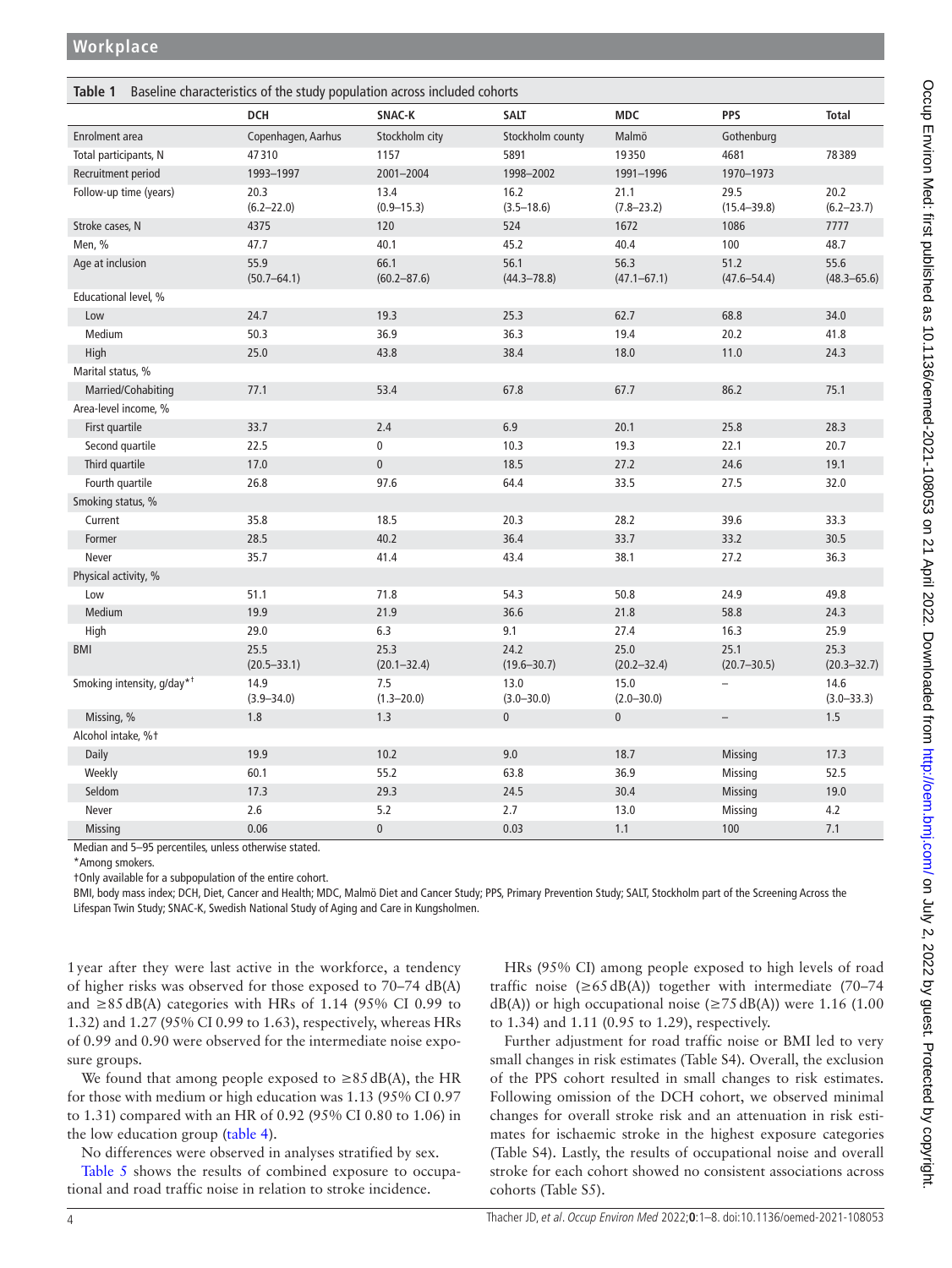**Table 1** Baseline characteristics of the study population across included cohorts

| | DCH | SNAC-K | SALT | MDC | PPS | Total |
|---|---|---|---|---|---|---|
| Enrolment area | Copenhagen, Aarhus | Stockholm city | Stockholm county | Malmö | Gothenburg | |
| Total participants, N | 47 310 | 1157 | 5891 | 19 350 | 4681 | 78 389 |
| Recruitment period | 1993–1997 | 2001–2004 | 1998–2002 | 1991–1996 | 1970–1973 | |
| Follow-up time (years) | 20.3 (6.2–22.0) | 13.4 (0.9–15.3) | 16.2 (3.5–18.6) | 21.1 (7.8–23.2) | 29.5 (15.4–39.8) | 20.2 (6.2–23.7) |
| Stroke cases, N | 4375 | 120 | 524 | 1672 | 1086 | 7777 |
| Men, % | 47.7 | 40.1 | 45.2 | 40.4 | 100 | 48.7 |
| Age at inclusion | 55.9 (50.7–64.1) | 66.1 (60.2–87.6) | 56.1 (44.3–78.8) | 56.3 (47.1–67.1) | 51.2 (47.6–54.4) | 55.6 (48.3–65.6) |
| Educational level, % | | | | | | |
| Low | 24.7 | 19.3 | 25.3 | 62.7 | 68.8 | 34.0 |
| Medium | 50.3 | 36.9 | 36.3 | 19.4 | 20.2 | 41.8 |
| High | 25.0 | 43.8 | 38.4 | 18.0 | 11.0 | 24.3 |
| Marital status, % | | | | | | |
| Married/Cohabiting | 77.1 | 53.4 | 67.8 | 67.7 | 86.2 | 75.1 |
| Area-level income, % | | | | | | |
| First quartile | 33.7 | 2.4 | 6.9 | 20.1 | 25.8 | 28.3 |
| Second quartile | 22.5 | 0 | 10.3 | 19.3 | 22.1 | 20.7 |
| Third quartile | 17.0 | 0 | 18.5 | 27.2 | 24.6 | 19.1 |
| Fourth quartile | 26.8 | 97.6 | 64.4 | 33.5 | 27.5 | 32.0 |
| Smoking status, % | | | | | | |
| Current | 35.8 | 18.5 | 20.3 | 28.2 | 39.6 | 33.3 |
| Former | 28.5 | 40.2 | 36.4 | 33.7 | 33.2 | 30.5 |
| Never | 35.7 | 41.4 | 43.4 | 38.1 | 27.2 | 36.3 |
| Physical activity, % | | | | | | |
| Low | 51.1 | 71.8 | 54.3 | 50.8 | 24.9 | 49.8 |
| Medium | 19.9 | 21.9 | 36.6 | 21.8 | 58.8 | 24.3 |
| High | 29.0 | 6.3 | 9.1 | 27.4 | 16.3 | 25.9 |
| BMI | 25.5 (20.5–33.1) | 25.3 (20.1–32.4) | 24.2 (19.6–30.7) | 25.0 (20.2–32.4) | 25.1 (20.7–30.5) | 25.3 (20.3–32.7) |
| Smoking intensity, g/day*† | 14.9 (3.9–34.0) | 7.5 (1.3–20.0) | 13.0 (3.0–30.0) | 15.0 (2.0–30.0) | – | 14.6 (3.0–33.3) |
| Missing, % | 1.8 | 1.3 | 0 | 0 | – | 1.5 |
| Alcohol intake, %† | | | | | | |
| Daily | 19.9 | 10.2 | 9.0 | 18.7 | Missing | 17.3 |
| Weekly | 60.1 | 55.2 | 63.8 | 36.9 | Missing | 52.5 |
| Seldom | 17.3 | 29.3 | 24.5 | 30.4 | Missing | 19.0 |
| Never | 2.6 | 5.2 | 2.7 | 13.0 | Missing | 4.2 |
| Missing | 0.06 | 0 | 0.03 | 1.1 | 100 | 7.1 |

Median and 5–95 percentiles, unless otherwise stated.

*Among smokers.

†Only available for a subpopulation of the entire cohort.

BMI, body mass index; DCH, Diet, Cancer and Health; MDC, Malmö Diet and Cancer Study; PPS, Primary Prevention Study; SALT, Stockholm part of the Screening Across the Lifespan Twin Study; SNAC-K, Swedish National Study of Aging and Care in Kungsholmen.

1 year after they were last active in the workforce, a tendency of higher risks was observed for those exposed to 70–74 dB(A) and ≥85 dB(A) categories with HRs of 1.14 (95% CI 0.99 to 1.32) and 1.27 (95% CI 0.99 to 1.63), respectively, whereas HRs of 0.99 and 0.90 were observed for the intermediate noise exposure groups.

We found that among people exposed to ≥85 dB(A), the HR for those with medium or high education was 1.13 (95% CI 0.97 to 1.31) compared with an HR of 0.92 (95% CI 0.80 to 1.06) in the low education group (table 4).

No differences were observed in analyses stratified by sex.

Table 5 shows the results of combined exposure to occupational and road traffic noise in relation to stroke incidence.

HRs (95% CI) among people exposed to high levels of road traffic noise (≥65 dB(A)) together with intermediate (70–74 dB(A)) or high occupational noise (≥75 dB(A)) were 1.16 (1.00 to 1.34) and 1.11 (0.95 to 1.29), respectively.

Further adjustment for road traffic noise or BMI led to very small changes in risk estimates (Table S4). Overall, the exclusion of the PPS cohort resulted in small changes to risk estimates. Following omission of the DCH cohort, we observed minimal changes for overall stroke risk and an attenuation in risk estimates for ischaemic stroke in the highest exposure categories (Table S4). Lastly, the results of occupational noise and overall stroke for each cohort showed no consistent associations across cohorts (Table S5).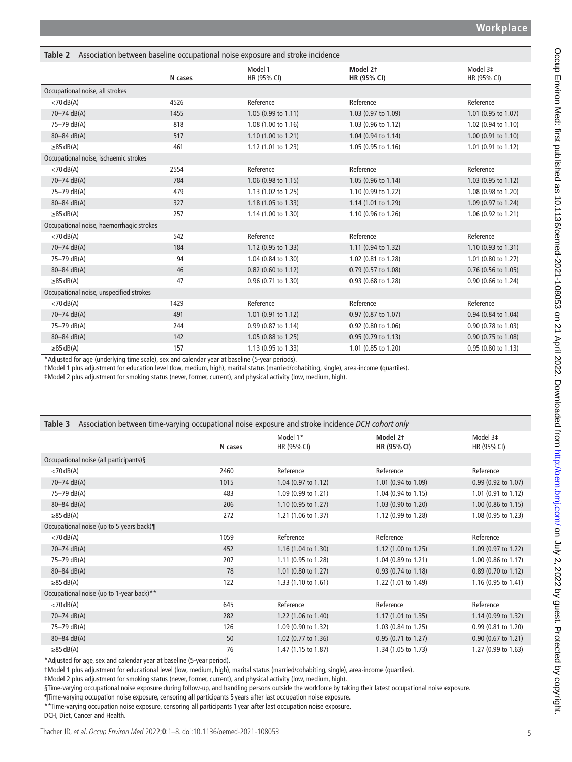**Table 2** Association between baseline occupational noise exposure and stroke incidence

| | N cases | Model 1 HR (95% CI) | Model 2† HR (95% CI) | Model 3‡ HR (95% CI) |
|---|---|---|---|---|
| Occupational noise, all strokes | | | | |
| <70 dB(A) | 4526 | Reference | Reference | Reference |
| 70–74 dB(A) | 1455 | 1.05 (0.99 to 1.11) | 1.03 (0.97 to 1.09) | 1.01 (0.95 to 1.07) |
| 75–79 dB(A) | 818 | 1.08 (1.00 to 1.16) | 1.03 (0.96 to 1.12) | 1.02 (0.94 to 1.10) |
| 80–84 dB(A) | 517 | 1.10 (1.00 to 1.21) | 1.04 (0.94 to 1.14) | 1.00 (0.91 to 1.10) |
| ≥85 dB(A) | 461 | 1.12 (1.01 to 1.23) | 1.05 (0.95 to 1.16) | 1.01 (0.91 to 1.12) |
| Occupational noise, ischaemic strokes | | | | |
| <70 dB(A) | 2554 | Reference | Reference | Reference |
| 70–74 dB(A) | 784 | 1.06 (0.98 to 1.15) | 1.05 (0.96 to 1.14) | 1.03 (0.95 to 1.12) |
| 75–79 dB(A) | 479 | 1.13 (1.02 to 1.25) | 1.10 (0.99 to 1.22) | 1.08 (0.98 to 1.20) |
| 80–84 dB(A) | 327 | 1.18 (1.05 to 1.33) | 1.14 (1.01 to 1.29) | 1.09 (0.97 to 1.24) |
| ≥85 dB(A) | 257 | 1.14 (1.00 to 1.30) | 1.10 (0.96 to 1.26) | 1.06 (0.92 to 1.21) |
| Occupational noise, haemorrhagic strokes | | | | |
| <70 dB(A) | 542 | Reference | Reference | Reference |
| 70–74 dB(A) | 184 | 1.12 (0.95 to 1.33) | 1.11 (0.94 to 1.32) | 1.10 (0.93 to 1.31) |
| 75–79 dB(A) | 94 | 1.04 (0.84 to 1.30) | 1.02 (0.81 to 1.28) | 1.01 (0.80 to 1.27) |
| 80–84 dB(A) | 46 | 0.82 (0.60 to 1.12) | 0.79 (0.57 to 1.08) | 0.76 (0.56 to 1.05) |
| ≥85 dB(A) | 47 | 0.96 (0.71 to 1.30) | 0.93 (0.68 to 1.28) | 0.90 (0.66 to 1.24) |
| Occupational noise, unspecified strokes | | | | |
| <70 dB(A) | 1429 | Reference | Reference | Reference |
| 70–74 dB(A) | 491 | 1.01 (0.91 to 1.12) | 0.97 (0.87 to 1.07) | 0.94 (0.84 to 1.04) |
| 75–79 dB(A) | 244 | 0.99 (0.87 to 1.14) | 0.92 (0.80 to 1.06) | 0.90 (0.78 to 1.03) |
| 80–84 dB(A) | 142 | 1.05 (0.88 to 1.25) | 0.95 (0.79 to 1.13) | 0.90 (0.75 to 1.08) |
| ≥85 dB(A) | 157 | 1.13 (0.95 to 1.33) | 1.01 (0.85 to 1.20) | 0.95 (0.80 to 1.13) |

*Adjusted for age (underlying time scale), sex and calendar year at baseline (5-year periods).

†Model 1 plus adjustment for education level (low, medium, high), marital status (married/cohabiting, single), area-income (quartiles).

‡Model 2 plus adjustment for smoking status (never, former, current), and physical activity (low, medium, high).

**Table 3** Association between time-varying occupational noise exposure and stroke incidence *DCH cohort only*

| | N cases | Model 1* HR (95% CI) | Model 2† HR (95% CI) | Model 3‡ HR (95% CI) |
|---|---|---|---|---|
| Occupational noise (all participants)§ | | | | |
| <70 dB(A) | 2460 | Reference | Reference | Reference |
| 70–74 dB(A) | 1015 | 1.04 (0.97 to 1.12) | 1.01 (0.94 to 1.09) | 0.99 (0.92 to 1.07) |
| 75–79 dB(A) | 483 | 1.09 (0.99 to 1.21) | 1.04 (0.94 to 1.15) | 1.01 (0.91 to 1.12) |
| 80–84 dB(A) | 206 | 1.10 (0.95 to 1.27) | 1.03 (0.90 to 1.20) | 1.00 (0.86 to 1.15) |
| ≥85 dB(A) | 272 | 1.21 (1.06 to 1.37) | 1.12 (0.99 to 1.28) | 1.08 (0.95 to 1.23) |
| Occupational noise (up to 5 years back)¶ | | | | |
| <70 dB(A) | 1059 | Reference | Reference | Reference |
| 70–74 dB(A) | 452 | 1.16 (1.04 to 1.30) | 1.12 (1.00 to 1.25) | 1.09 (0.97 to 1.22) |
| 75–79 dB(A) | 207 | 1.11 (0.95 to 1.28) | 1.04 (0.89 to 1.21) | 1.00 (0.86 to 1.17) |
| 80–84 dB(A) | 78 | 1.01 (0.80 to 1.27) | 0.93 (0.74 to 1.18) | 0.89 (0.70 to 1.12) |
| ≥85 dB(A) | 122 | 1.33 (1.10 to 1.61) | 1.22 (1.01 to 1.49) | 1.16 (0.95 to 1.41) |
| Occupational noise (up to 1-year back)** | | | | |
| <70 dB(A) | 645 | Reference | Reference | Reference |
| 70–74 dB(A) | 282 | 1.22 (1.06 to 1.40) | 1.17 (1.01 to 1.35) | 1.14 (0.99 to 1.32) |
| 75–79 dB(A) | 126 | 1.09 (0.90 to 1.32) | 1.03 (0.84 to 1.25) | 0.99 (0.81 to 1.20) |
| 80–84 dB(A) | 50 | 1.02 (0.77 to 1.36) | 0.95 (0.71 to 1.27) | 0.90 (0.67 to 1.21) |
| ≥85 dB(A) | 76 | 1.47 (1.15 to 1.87) | 1.34 (1.05 to 1.73) | 1.27 (0.99 to 1.63) |

*Adjusted for age, sex and calendar year at baseline (5-year period).

†Model 1 plus adjustment for educational level (low, medium, high), marital status (married/cohabiting, single), area-income (quartiles).

‡Model 2 plus adjustment for smoking status (never, former, current), and physical activity (low, medium, high).

§Time-varying occupational noise exposure during follow-up, and handling persons outside the workforce by taking their latest occupational noise exposure.

¶Time-varying occupation noise exposure, censoring all participants 5 years after last occupation noise exposure.

**Time-varying occupation noise exposure, censoring all participants 1 year after last occupation noise exposure.

DCH, Diet, Cancer and Health.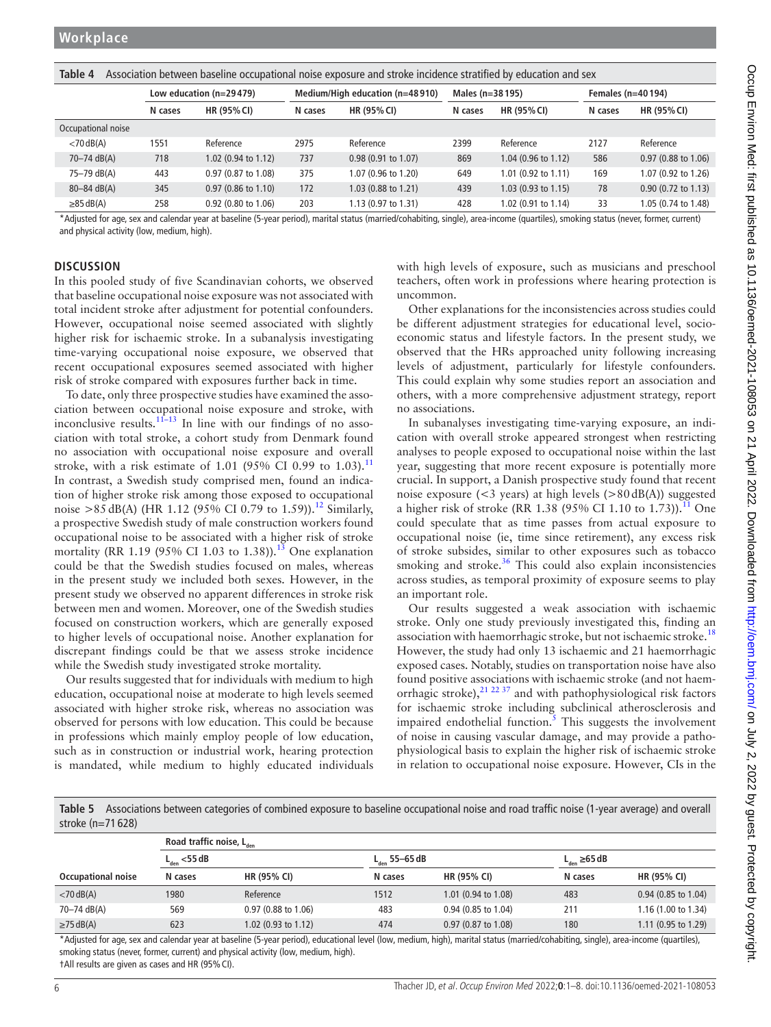**Table 4** Association between baseline occupational noise exposure and stroke incidence stratified by education and sex

| | Low education (n=29 479) | | Medium/High education (n=48 910) | | Males (n=38 195) | | Females (n=40 194) | |
|---|---|---|---|---|---|---|---|---|
| | N cases | HR (95% CI) | N cases | HR (95% CI) | N cases | HR (95% CI) | N cases | HR (95% CI) |
| Occupational noise | | | | | | | | |
| <70 dB(A) | 1551 | Reference | 2975 | Reference | 2399 | Reference | 2127 | Reference |
| 70–74 dB(A) | 718 | 1.02 (0.94 to 1.12) | 737 | 0.98 (0.91 to 1.07) | 869 | 1.04 (0.96 to 1.12) | 586 | 0.97 (0.88 to 1.06) |
| 75–79 dB(A) | 443 | 0.97 (0.87 to 1.08) | 375 | 1.07 (0.96 to 1.20) | 649 | 1.01 (0.92 to 1.11) | 169 | 1.07 (0.92 to 1.26) |
| 80–84 dB(A) | 345 | 0.97 (0.86 to 1.10) | 172 | 1.03 (0.88 to 1.21) | 439 | 1.03 (0.93 to 1.15) | 78 | 0.90 (0.72 to 1.13) |
| ≥85 dB(A) | 258 | 0.92 (0.80 to 1.06) | 203 | 1.13 (0.97 to 1.31) | 428 | 1.02 (0.91 to 1.14) | 33 | 1.05 (0.74 to 1.48) |

*Adjusted for age, sex and calendar year at baseline (5-year period), marital status (married/cohabiting, single), area-income (quartiles), smoking status (never, former, current) and physical activity (low, medium, high).

## DISCUSSION

In this pooled study of five Scandinavian cohorts, we observed that baseline occupational noise exposure was not associated with total incident stroke after adjustment for potential confounders. However, occupational noise seemed associated with slightly higher risk for ischaemic stroke. In a subanalysis investigating time-varying occupational noise exposure, we observed that recent occupational exposures seemed associated with higher risk of stroke compared with exposures further back in time.

To date, only three prospective studies have examined the association between occupational noise exposure and stroke, with inconclusive results.[11–13] In line with our findings of no association with total stroke, a cohort study from Denmark found no association with occupational noise exposure and overall stroke, with a risk estimate of 1.01 (95% CI 0.99 to 1.03).[11] In contrast, a Swedish study comprised men, found an indication of higher stroke risk among those exposed to occupational noise >85 dB(A) (HR 1.12 (95% CI 0.79 to 1.59)).[12] Similarly, a prospective Swedish study of male construction workers found occupational noise to be associated with a higher risk of stroke mortality (RR 1.19 (95% CI 1.03 to 1.38)).[13] One explanation could be that the Swedish studies focused on males, whereas in the present study we included both sexes. However, in the present study we observed no apparent differences in stroke risk between men and women. Moreover, one of the Swedish studies focused on construction workers, which are generally exposed to higher levels of occupational noise. Another explanation for discrepant findings could be that we assess stroke incidence while the Swedish study investigated stroke mortality.

Our results suggested that for individuals with medium to high education, occupational noise at moderate to high levels seemed associated with higher stroke risk, whereas no association was observed for persons with low education. This could be because in professions which mainly employ people of low education, such as in construction or industrial work, hearing protection is mandated, while medium to highly educated individuals with high levels of exposure, such as musicians and preschool teachers, often work in professions where hearing protection is uncommon.

Other explanations for the inconsistencies across studies could be different adjustment strategies for educational level, socioeconomic status and lifestyle factors. In the present study, we observed that the HRs approached unity following increasing levels of adjustment, particularly for lifestyle confounders. This could explain why some studies report an association and others, with a more comprehensive adjustment strategy, report no associations.

In subanalyses investigating time-varying exposure, an indication with overall stroke appeared strongest when restricting analyses to people exposed to occupational noise within the last year, suggesting that more recent exposure is potentially more crucial. In support, a Danish prospective study found that recent noise exposure (<3 years) at high levels (>80 dB(A)) suggested a higher risk of stroke (RR 1.38 (95% CI 1.10 to 1.73)).[11] One could speculate that as time passes from actual exposure to occupational noise (ie, time since retirement), any excess risk of stroke subsides, similar to other exposures such as tobacco smoking and stroke.[36] This could also explain inconsistencies across studies, as temporal proximity of exposure seems to play an important role.

Our results suggested a weak association with ischaemic stroke. Only one study previously investigated this, finding an association with haemorrhagic stroke, but not ischaemic stroke.[18] However, the study had only 13 ischaemic and 21 haemorrhagic exposed cases. Notably, studies on transportation noise have also found positive associations with ischaemic stroke (and not haemorrhagic stroke),[21 22 37] and with pathophysiological risk factors for ischaemic stroke including subclinical atherosclerosis and impaired endothelial function.[5] This suggests the involvement of noise in causing vascular damage, and may provide a pathophysiological basis to explain the higher risk of ischaemic stroke in relation to occupational noise exposure. However, CIs in the

**Table 5** Associations between categories of combined exposure to baseline occupational noise and road traffic noise (1-year average) and overall stroke (n=71 628)

| | Road traffic noise, $L_{den}$ | | | | | |
|---|---|---|---|---|---|---|
| | $L_{den}$ <55 dB | | $L_{den}$ 55–65 dB | | $L_{den}$ ≥65 dB | |
| Occupational noise | N cases | HR (95% CI) | N cases | HR (95% CI) | N cases | HR (95% CI) |
| <70 dB(A) | 1980 | Reference | 1512 | 1.01 (0.94 to 1.08) | 483 | 0.94 (0.85 to 1.04) |
| 70–74 dB(A) | 569 | 0.97 (0.88 to 1.06) | 483 | 0.94 (0.85 to 1.04) | 211 | 1.16 (1.00 to 1.34) |
| ≥75 dB(A) | 623 | 1.02 (0.93 to 1.12) | 474 | 0.97 (0.87 to 1.08) | 180 | 1.11 (0.95 to 1.29) |

*Adjusted for age, sex and calendar year at baseline (5-year period), educational level (low, medium, high), marital status (married/cohabiting, single), area-income (quartiles), smoking status (never, former, current) and physical activity (low, medium, high).

†All results are given as cases and HR (95% CI).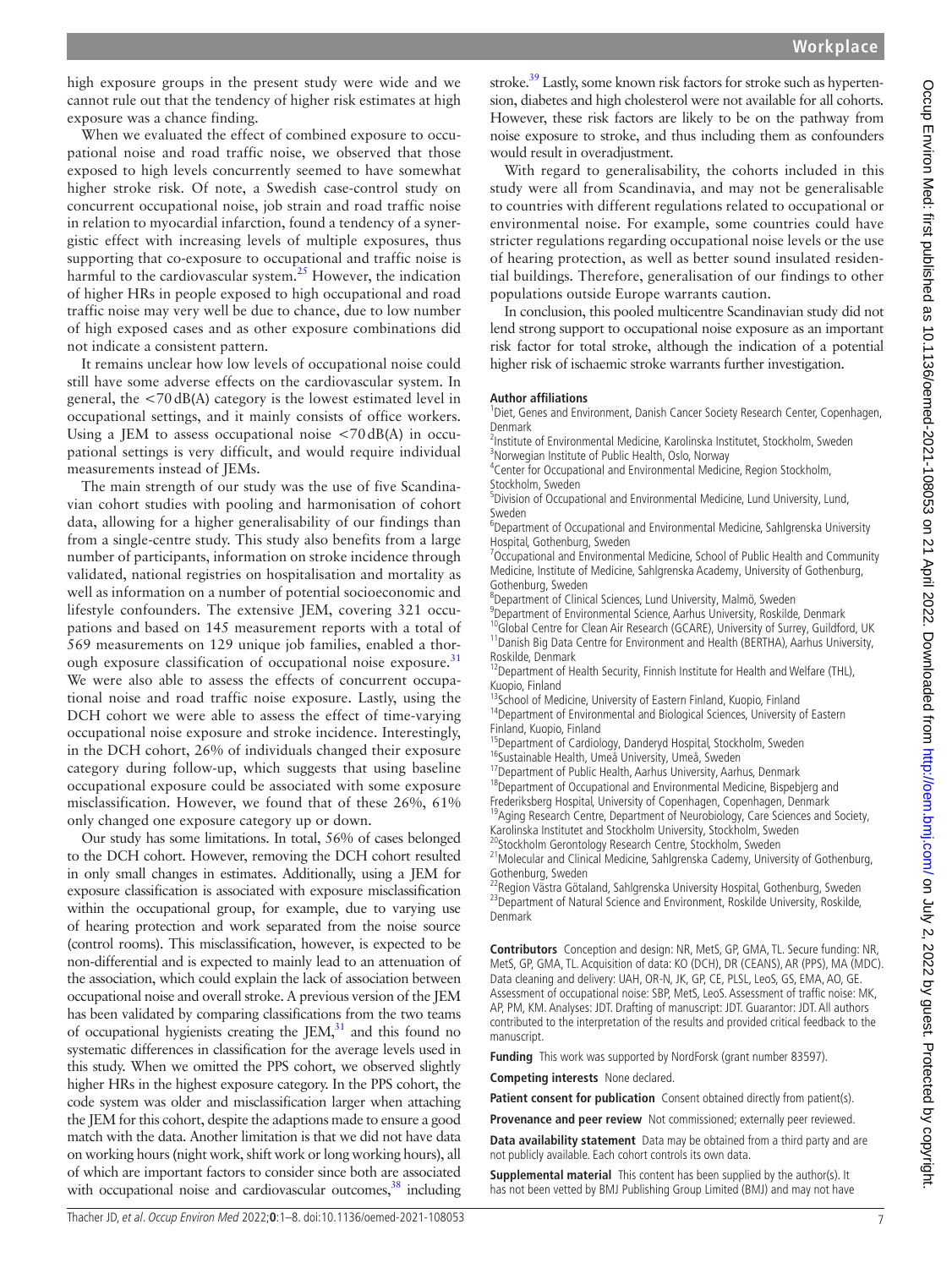high exposure groups in the present study were wide and we cannot rule out that the tendency of higher risk estimates at high exposure was a chance finding.

When we evaluated the effect of combined exposure to occupational noise and road traffic noise, we observed that those exposed to high levels concurrently seemed to have somewhat higher stroke risk. Of note, a Swedish case-control study on concurrent occupational noise, job strain and road traffic noise in relation to myocardial infarction, found a tendency of a synergistic effect with increasing levels of multiple exposures, thus supporting that co-exposure to occupational and traffic noise is harmful to the cardiovascular system.[25] However, the indication of higher HRs in people exposed to high occupational and road traffic noise may very well be due to chance, due to low number of high exposed cases and as other exposure combinations did not indicate a consistent pattern.

It remains unclear how low levels of occupational noise could still have some adverse effects on the cardiovascular system. In general, the <70 dB(A) category is the lowest estimated level in occupational settings, and it mainly consists of office workers. Using a JEM to assess occupational noise <70 dB(A) in occupational settings is very difficult, and would require individual measurements instead of JEMs.

The main strength of our study was the use of five Scandinavian cohort studies with pooling and harmonisation of cohort data, allowing for a higher generalisability of our findings than from a single-centre study. This study also benefits from a large number of participants, information on stroke incidence through validated, national registries on hospitalisation and mortality as well as information on a number of potential socioeconomic and lifestyle confounders. The extensive JEM, covering 321 occupations and based on 145 measurement reports with a total of 569 measurements on 129 unique job families, enabled a thorough exposure classification of occupational noise exposure.[31] We were also able to assess the effects of concurrent occupational noise and road traffic noise exposure. Lastly, using the DCH cohort we were able to assess the effect of time-varying occupational noise exposure and stroke incidence. Interestingly, in the DCH cohort, 26% of individuals changed their exposure category during follow-up, which suggests that using baseline occupational exposure could be associated with some exposure misclassification. However, we found that of these 26%, 61% only changed one exposure category up or down.

Our study has some limitations. In total, 56% of cases belonged to the DCH cohort. However, removing the DCH cohort resulted in only small changes in estimates. Additionally, using a JEM for exposure classification is associated with exposure misclassification within the occupational group, for example, due to varying use of hearing protection and work separated from the noise source (control rooms). This misclassification, however, is expected to be non-differential and is expected to mainly lead to an attenuation of the association, which could explain the lack of association between occupational noise and overall stroke. A previous version of the JEM has been validated by comparing classifications from the two teams of occupational hygienists creating the JEM,[31] and this found no systematic differences in classification for the average levels used in this study. When we omitted the PPS cohort, we observed slightly higher HRs in the highest exposure category. In the PPS cohort, the code system was older and misclassification larger when attaching the JEM for this cohort, despite the adaptions made to ensure a good match with the data. Another limitation is that we did not have data on working hours (night work, shift work or long working hours), all of which are important factors to consider since both are associated with occupational noise and cardiovascular outcomes,[38] including stroke.[39] Lastly, some known risk factors for stroke such as hypertension, diabetes and high cholesterol were not available for all cohorts. However, these risk factors are likely to be on the pathway from noise exposure to stroke, and thus including them as confounders would result in overadjustment.

With regard to generalisability, the cohorts included in this study were all from Scandinavia, and may not be generalisable to countries with different regulations related to occupational or environmental noise. For example, some countries could have stricter regulations regarding occupational noise levels or the use of hearing protection, as well as better sound insulated residential buildings. Therefore, generalisation of our findings to other populations outside Europe warrants caution.

In conclusion, this pooled multicentre Scandinavian study did not lend strong support to occupational noise exposure as an important risk factor for total stroke, although the indication of a potential higher risk of ischaemic stroke warrants further investigation.

**Author affiliations**

[1]Diet, Genes and Environment, Danish Cancer Society Research Center, Copenhagen, Denmark
[2]Institute of Environmental Medicine, Karolinska Institutet, Stockholm, Sweden
[3]Norwegian Institute of Public Health, Oslo, Norway
[4]Center for Occupational and Environmental Medicine, Region Stockholm, Stockholm, Sweden
[5]Division of Occupational and Environmental Medicine, Lund University, Lund, Sweden
[6]Department of Occupational and Environmental Medicine, Sahlgrenska University Hospital, Gothenburg, Sweden
[7]Occupational and Environmental Medicine, School of Public Health and Community Medicine, Institute of Medicine, Sahlgrenska Academy, University of Gothenburg, Gothenburg, Sweden
[8]Department of Clinical Sciences, Lund University, Malmö, Sweden
[9]Department of Environmental Science, Aarhus University, Roskilde, Denmark
[10]Global Centre for Clean Air Research (GCARE), University of Surrey, Guildford, UK
[11]Danish Big Data Centre for Environment and Health (BERTHA), Aarhus University, Roskilde, Denmark
[12]Department of Health Security, Finnish Institute for Health and Welfare (THL), Kuopio, Finland
[13]School of Medicine, University of Eastern Finland, Kuopio, Finland
[14]Department of Environmental and Biological Sciences, University of Eastern Finland, Kuopio, Finland
[15]Department of Cardiology, Danderyd Hospital, Stockholm, Sweden
[16]Sustainable Health, Umeå University, Umeå, Sweden
[17]Department of Public Health, Aarhus University, Aarhus, Denmark
[18]Department of Occupational and Environmental Medicine, Bispebjerg and Frederiksberg Hospital, University of Copenhagen, Copenhagen, Denmark
[19]Aging Research Centre, Department of Neurobiology, Care Sciences and Society, Karolinska Institutet and Stockholm University, Stockholm, Sweden
[20]Stockholm Gerontology Research Centre, Stockholm, Sweden
[21]Molecular and Clinical Medicine, Sahlgrenska Cademy, University of Gothenburg, Gothenburg, Sweden
[22]Region Västra Götaland, Sahlgrenska University Hospital, Gothenburg, Sweden
[23]Department of Natural Science and Environment, Roskilde University, Roskilde, Denmark

**Contributors** Conception and design: NR, MetS, GP, GMA, TL. Secure funding: NR, MetS, GP, GMA, TL. Acquisition of data: KO (DCH), DR (CEANS), AR (PPS), MA (MDC). Data cleaning and delivery: UAH, OR-N, JK, GP, CE, PLSL, LeoS, GS, EMA, AO, GE. Assessment of occupational noise: SBP, MetS, LeoS. Assessment of traffic noise: MK, AP, PM, KM. Analyses: JDT. Drafting of manuscript: JDT. Guarantor: JDT. All authors contributed to the interpretation of the results and provided critical feedback to the manuscript.

**Funding** This work was supported by NordForsk (grant number 83597).

**Competing interests** None declared.

**Patient consent for publication** Consent obtained directly from patient(s).

**Provenance and peer review** Not commissioned; externally peer reviewed.

**Data availability statement** Data may be obtained from a third party and are not publicly available. Each cohort controls its own data.

**Supplemental material** This content has been supplied by the author(s). It has not been vetted by BMJ Publishing Group Limited (BMJ) and may not have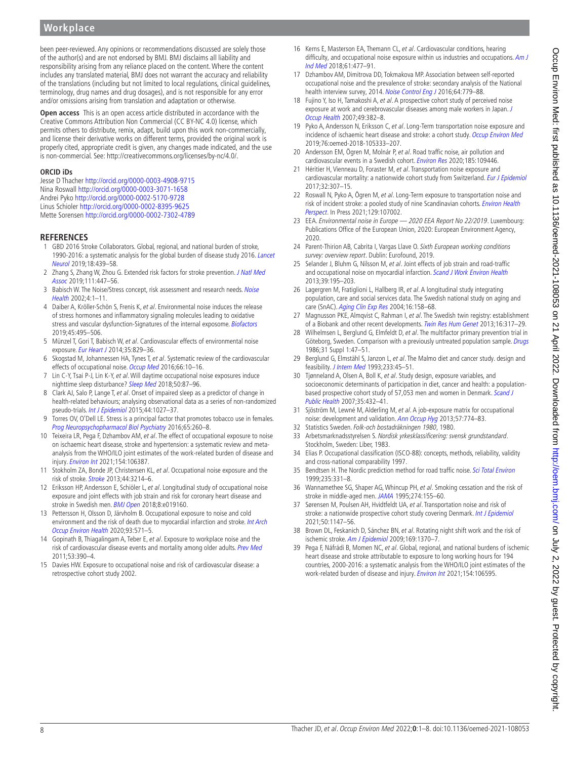been peer-reviewed. Any opinions or recommendations discussed are solely those of the author(s) and are not endorsed by BMJ. BMJ disclaims all liability and responsibility arising from any reliance placed on the content. Where the content includes any translated material, BMJ does not warrant the accuracy and reliability of the translations (including but not limited to local regulations, clinical guidelines, terminology, drug names and drug dosages), and is not responsible for any error and/or omissions arising from translation and adaptation or otherwise.

**Open access** This is an open access article distributed in accordance with the Creative Commons Attribution Non Commercial (CC BY-NC 4.0) license, which permits others to distribute, remix, adapt, build upon this work non-commercially, and license their derivative works on different terms, provided the original work is properly cited, appropriate credit is given, any changes made indicated, and the use is non-commercial. See: http://creativecommons.org/licenses/by-nc/4.0/.

**ORCID iDs**

Jesse D Thacher http://orcid.org/0000-0003-4908-9715
Nina Roswall http://orcid.org/0000-0003-3071-1658
Andrei Pyko http://orcid.org/0000-0002-5170-9728
Linus Schioler http://orcid.org/0000-0002-8395-9625
Mette Sorensen http://orcid.org/0000-0002-7302-4789

## REFERENCES

1. GBD 2016 Stroke Collaborators. Global, regional, and national burden of stroke, 1990-2016: a systematic analysis for the global burden of disease study 2016. *Lancet Neurol* 2019;18:439–58.
2. Zhang S, Zhang W, Zhou G. Extended risk factors for stroke prevention. *J Natl Med Assoc* 2019;111:447–56.
3. Babisch W. The Noise/Stress concept, risk assessment and research needs. *Noise Health* 2002;4:1–11.
4. Daiber A, Kröller-Schön S, Frenis K, *et al*. Environmental noise induces the release of stress hormones and inflammatory signaling molecules leading to oxidative stress and vascular dysfunction-Signatures of the internal exposome. *Biofactors* 2019;45:495–506.
5. Münzel T, Gori T, Babisch W, *et al*. Cardiovascular effects of environmental noise exposure. *Eur Heart J* 2014;35:829–36.
6. Skogstad M, Johannessen HA, Tynes T, *et al*. Systematic review of the cardiovascular effects of occupational noise. *Occup Med* 2016;66:10–16.
7. Lin C-Y, Tsai P-J, Lin K-Y, *et al*. Will daytime occupational noise exposures induce nighttime sleep disturbance? *Sleep Med* 2018;50:87–96.
8. Clark AJ, Salo P, Lange T, *et al*. Onset of impaired sleep as a predictor of change in health-related behaviours; analysing observational data as a series of non-randomized pseudo-trials. *Int J Epidemiol* 2015;44:1027–37.
9. Torres OV, O'Dell LE. Stress is a principal factor that promotes tobacco use in females. *Prog Neuropsychopharmacol Biol Psychiatry* 2016;65:260–8.
10. Teixeira LR, Pega F, Dzhambov AM, *et al*. The effect of occupational exposure to noise on ischaemic heart disease, stroke and hypertension: a systematic review and meta-analysis from the WHO/ILO joint estimates of the work-related burden of disease and injury. *Environ Int* 2021;154:106387.
11. Stokholm ZA, Bonde JP, Christensen KL, *et al*. Occupational noise exposure and the risk of stroke. *Stroke* 2013;44:3214–6.
12. Eriksson HP, Andersson E, Schiöler L, *et al*. Longitudinal study of occupational noise exposure and joint effects with job strain and risk for coronary heart disease and stroke in Swedish men. *BMJ Open* 2018;8:e019160.
13. Pettersson H, Olsson D, Järvholm B. Occupational exposure to noise and cold environment and the risk of death due to myocardial infarction and stroke. *Int Arch Occup Environ Health* 2020;93:571–5.
14. Gopinath B, Thiagalingam A, Teber E, *et al*. Exposure to workplace noise and the risk of cardiovascular disease events and mortality among older adults. *Prev Med* 2011;53:390–4.
15. Davies HW. Exposure to occupational noise and risk of cardiovascular disease: a retrospective cohort study 2002.
16. Kerns E, Masterson EA, Themann CL, *et al*. Cardiovascular conditions, hearing difficulty, and occupational noise exposure within us industries and occupations. *Am J Ind Med* 2018;61:477–91.
17. Dzhambov AM, Dimitrova DD, Tokmakova MP. Association between self-reported occupational noise and the prevalence of stroke: secondary analysis of the National health interview survey, 2014. *Noise Control Eng J* 2016;64:779–88.
18. Fujino Y, Iso H, Tamakoshi A, *et al*. A prospective cohort study of perceived noise exposure at work and cerebrovascular diseases among male workers in Japan. *J Occup Health* 2007;49:382–8.
19. Pyko A, Andersson N, Eriksson C, *et al*. Long-Term transportation noise exposure and incidence of ischaemic heart disease and stroke: a cohort study. *Occup Environ Med* 2019;76:oemed-2018-105333–207.
20. Andersson EM, Ögren M, Molnár P, *et al*. Road traffic noise, air pollution and cardiovascular events in a Swedish cohort. *Environ Res* 2020;185:109446.
21. Héritier H, Vienneau D, Foraster M, *et al*. Transportation noise exposure and cardiovascular mortality: a nationwide cohort study from Switzerland. *Eur J Epidemiol* 2017;32:307–15.
22. Roswall N, Pyko A, Ögren M, *et al*. Long-Term exposure to transportation noise and risk of incident stroke: a pooled study of nine Scandinavian cohorts. *Environ Health Perspect*. In Press 2021;129:107002.
23. EEA. *Environmental noise in Europe — 2020 EEA Report No 22/2019*. Luxembourg: Publications Office of the European Union, 2020: European Environment Agency, 2020.
24. Parent-Thirion AB, Cabrita I, Vargas Llave O. *Sixth European working conditions survey: overview report*. Dublin: Eurofound, 2019.
25. Selander J, Bluhm G, Nilsson M, *et al*. Joint effects of job strain and road-traffic and occupational noise on myocardial infarction. *Scand J Work Environ Health* 2013;39:195–203.
26. Lagergren M, Fratiglioni L, Hallberg IR, *et al*. A longitudinal study integrating population, care and social services data. The Swedish national study on aging and care (SnAC). *Aging Clin Exp Res* 2004;16:158–68.
27. Magnusson PKE, Almqvist C, Rahman I, *et al*. The Swedish twin registry: establishment of a Biobank and other recent developments. *Twin Res Hum Genet* 2013;16:317–29.
28. Wilhelmsen L, Berglund G, Elmfeldt D, *et al*. The multifactor primary prevention trial in Göteborg, Sweden. Comparison with a previously untreated population sample. *Drugs* 1986;31 Suppl 1:47–51.
29. Berglund G, Elmstähl S, Janzon L, *et al*. The Malmo diet and cancer study. design and feasibility. *J Intern Med* 1993;233:45–51.
30. Tjønneland A, Olsen A, Boll K, *et al*. Study design, exposure variables, and socioeconomic determinants of participation in diet, cancer and health: a population-based prospective cohort study of 57,053 men and women in Denmark. *Scand J Public Health* 2007;35:432–41.
31. Sjöström M, Lewné M, Alderling M, *et al*. A job-exposure matrix for occupational noise: development and validation. *Ann Occup Hyg* 2013;57:774–83.
32. Statistics Sweden. *Folk-och bostadräkningen 1980*, 1980.
33. Arbetsmarknadsstyrelsen S. *Nordisk yrkesklassificering: svensk grundstandard*. Stockholm, Sweden: Liber, 1983.
34. Elias P. Occupational classification (ISCO-88): concepts, methods, reliability, validity and cross-national comparability 1997.
35. Bendtsen H. The Nordic prediction method for road traffic noise. *Sci Total Environ* 1999;235:331–8.
36. Wannamethee SG, Shaper AG, Whincup PH, *et al*. Smoking cessation and the risk of stroke in middle-aged men. *JAMA* 1995;274:155–60.
37. Sørensen M, Poulsen AH, Hvidtfeldt UA, *et al*. Transportation noise and risk of stroke: a nationwide prospective cohort study covering Denmark. *Int J Epidemiol* 2021;50:1147–56.
38. Brown DL, Feskanich D, Sánchez BN, *et al*. Rotating night shift work and the risk of ischemic stroke. *Am J Epidemiol* 2009;169:1370–7.
39. Pega F, Náfrádi B, Momen NC, *et al*. Global, regional, and national burdens of ischemic heart disease and stroke attributable to exposure to long working hours for 194 countries, 2000-2016: a systematic analysis from the WHO/ILO joint estimates of the work-related burden of disease and injury. *Environ Int* 2021;154:106595.